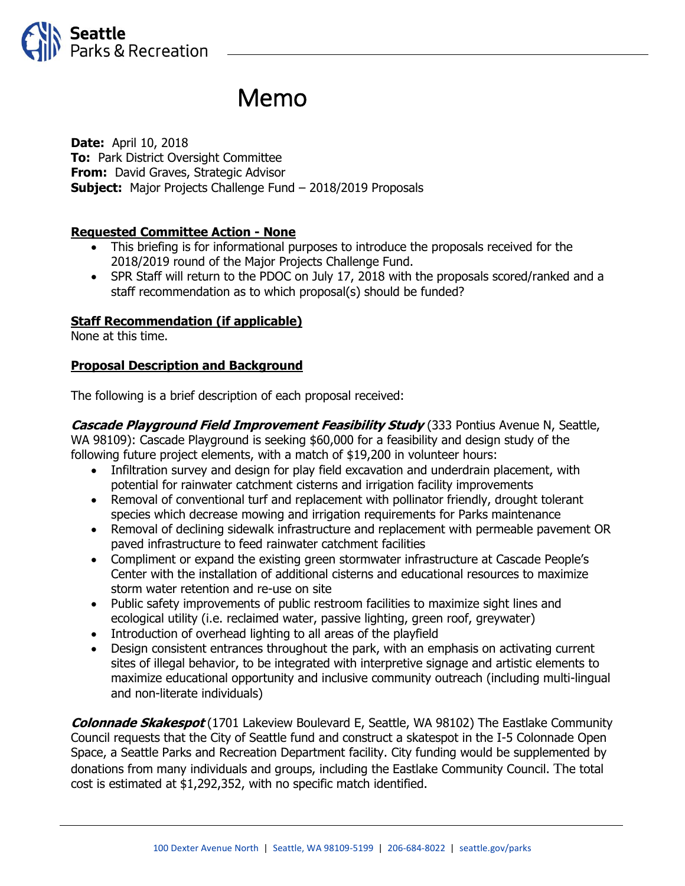Seattle Parks & Recreation

# Memo

**Date:** April 10, 2018
**To:** Park District Oversight Committee
**From:** David Graves, Strategic Advisor
**Subject:** Major Projects Challenge Fund – 2018/2019 Proposals

## Requested Committee Action - None

- This briefing is for informational purposes to introduce the proposals received for the 2018/2019 round of the Major Projects Challenge Fund.
- SPR Staff will return to the PDOC on July 17, 2018 with the proposals scored/ranked and a staff recommendation as to which proposal(s) should be funded?

## Staff Recommendation (if applicable)

None at this time.

## Proposal Description and Background

The following is a brief description of each proposal received:

***Cascade Playground Field Improvement Feasibility Study*** (333 Pontius Avenue N, Seattle, WA 98109): Cascade Playground is seeking $60,000 for a feasibility and design study of the following future project elements, with a match of $19,200 in volunteer hours:

- Infiltration survey and design for play field excavation and underdrain placement, with potential for rainwater catchment cisterns and irrigation facility improvements
- Removal of conventional turf and replacement with pollinator friendly, drought tolerant species which decrease mowing and irrigation requirements for Parks maintenance
- Removal of declining sidewalk infrastructure and replacement with permeable pavement OR paved infrastructure to feed rainwater catchment facilities
- Compliment or expand the existing green stormwater infrastructure at Cascade People's Center with the installation of additional cisterns and educational resources to maximize storm water retention and re-use on site
- Public safety improvements of public restroom facilities to maximize sight lines and ecological utility (i.e. reclaimed water, passive lighting, green roof, greywater)
- Introduction of overhead lighting to all areas of the playfield
- Design consistent entrances throughout the park, with an emphasis on activating current sites of illegal behavior, to be integrated with interpretive signage and artistic elements to maximize educational opportunity and inclusive community outreach (including multi-lingual and non-literate individuals)

***Colonnade Skakespot*** (1701 Lakeview Boulevard E, Seattle, WA 98102) The Eastlake Community Council requests that the City of Seattle fund and construct a skatespot in the I-5 Colonnade Open Space, a Seattle Parks and Recreation Department facility. City funding would be supplemented by donations from many individuals and groups, including the Eastlake Community Council. The total cost is estimated at $1,292,352, with no specific match identified.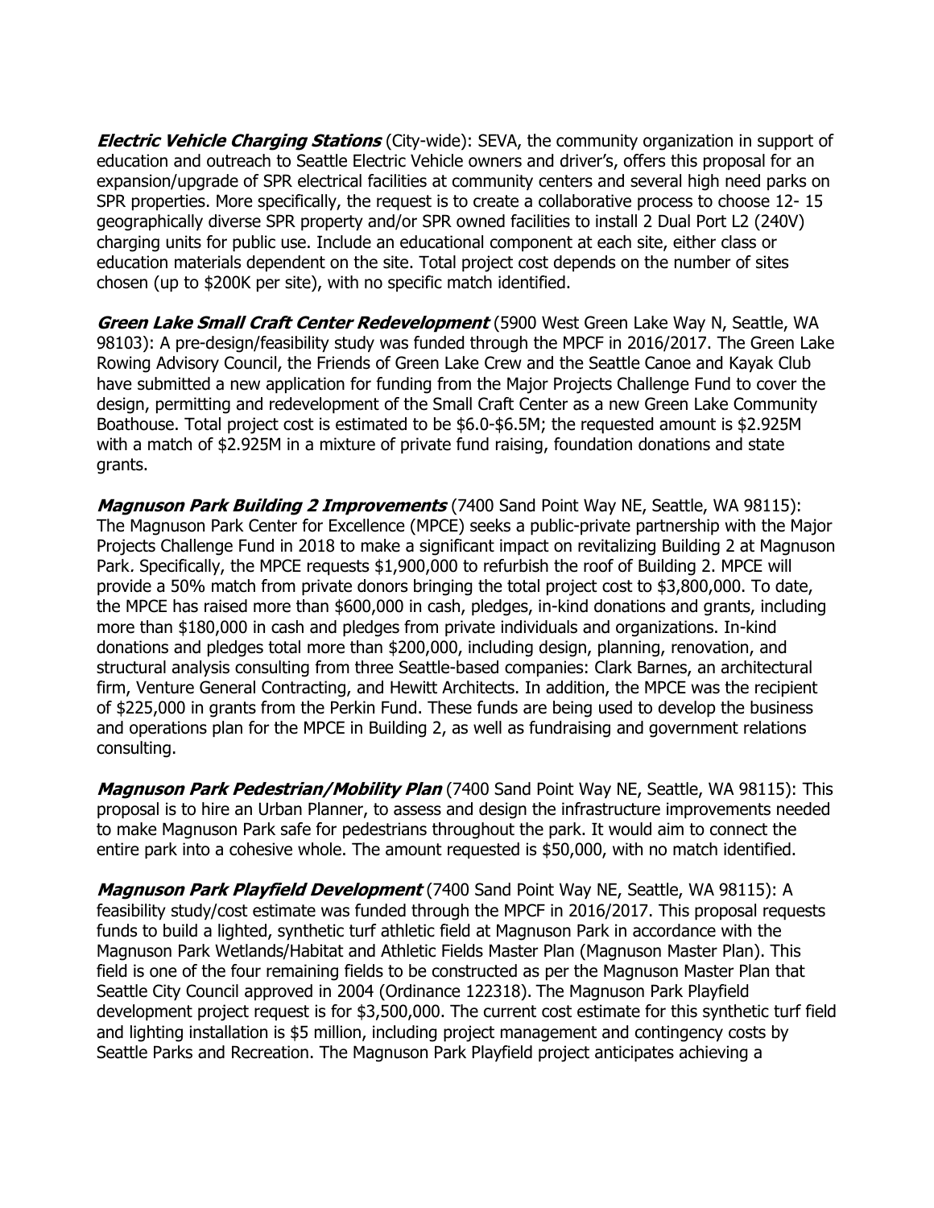***Electric Vehicle Charging Stations*** (City-wide): SEVA, the community organization in support of education and outreach to Seattle Electric Vehicle owners and driver's, offers this proposal for an expansion/upgrade of SPR electrical facilities at community centers and several high need parks on SPR properties. More specifically, the request is to create a collaborative process to choose 12- 15 geographically diverse SPR property and/or SPR owned facilities to install 2 Dual Port L2 (240V) charging units for public use. Include an educational component at each site, either class or education materials dependent on the site. Total project cost depends on the number of sites chosen (up to $200K per site), with no specific match identified.

***Green Lake Small Craft Center Redevelopment*** (5900 West Green Lake Way N, Seattle, WA 98103): A pre-design/feasibility study was funded through the MPCF in 2016/2017. The Green Lake Rowing Advisory Council, the Friends of Green Lake Crew and the Seattle Canoe and Kayak Club have submitted a new application for funding from the Major Projects Challenge Fund to cover the design, permitting and redevelopment of the Small Craft Center as a new Green Lake Community Boathouse. Total project cost is estimated to be $6.0-$6.5M; the requested amount is $2.925M with a match of $2.925M in a mixture of private fund raising, foundation donations and state grants.

***Magnuson Park Building 2 Improvements*** (7400 Sand Point Way NE, Seattle, WA 98115): The Magnuson Park Center for Excellence (MPCE) seeks a public-private partnership with the Major Projects Challenge Fund in 2018 to make a significant impact on revitalizing Building 2 at Magnuson Park. Specifically, the MPCE requests $1,900,000 to refurbish the roof of Building 2. MPCE will provide a 50% match from private donors bringing the total project cost to $3,800,000. To date, the MPCE has raised more than $600,000 in cash, pledges, in-kind donations and grants, including more than $180,000 in cash and pledges from private individuals and organizations. In-kind donations and pledges total more than $200,000, including design, planning, renovation, and structural analysis consulting from three Seattle-based companies: Clark Barnes, an architectural firm, Venture General Contracting, and Hewitt Architects. In addition, the MPCE was the recipient of $225,000 in grants from the Perkin Fund. These funds are being used to develop the business and operations plan for the MPCE in Building 2, as well as fundraising and government relations consulting.

***Magnuson Park Pedestrian/Mobility Plan*** (7400 Sand Point Way NE, Seattle, WA 98115): This proposal is to hire an Urban Planner, to assess and design the infrastructure improvements needed to make Magnuson Park safe for pedestrians throughout the park. It would aim to connect the entire park into a cohesive whole. The amount requested is $50,000, with no match identified.

***Magnuson Park Playfield Development*** (7400 Sand Point Way NE, Seattle, WA 98115): A feasibility study/cost estimate was funded through the MPCF in 2016/2017. This proposal requests funds to build a lighted, synthetic turf athletic field at Magnuson Park in accordance with the Magnuson Park Wetlands/Habitat and Athletic Fields Master Plan (Magnuson Master Plan). This field is one of the four remaining fields to be constructed as per the Magnuson Master Plan that Seattle City Council approved in 2004 (Ordinance 122318). The Magnuson Park Playfield development project request is for $3,500,000. The current cost estimate for this synthetic turf field and lighting installation is $5 million, including project management and contingency costs by Seattle Parks and Recreation. The Magnuson Park Playfield project anticipates achieving a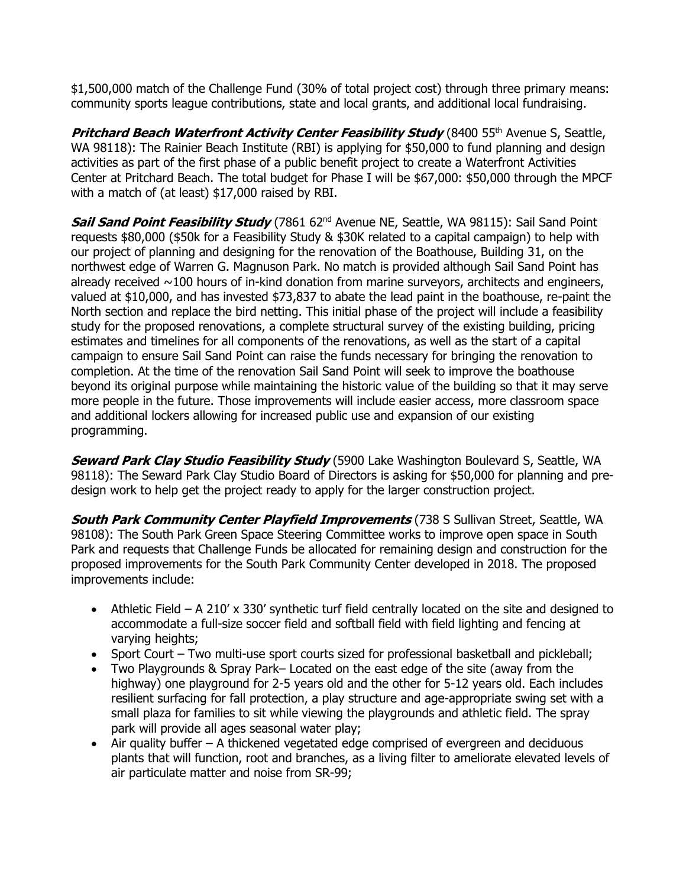$1,500,000 match of the Challenge Fund (30% of total project cost) through three primary means: community sports league contributions, state and local grants, and additional local fundraising.

***Pritchard Beach Waterfront Activity Center Feasibility Study*** (8400 55th Avenue S, Seattle, WA 98118): The Rainier Beach Institute (RBI) is applying for $50,000 to fund planning and design activities as part of the first phase of a public benefit project to create a Waterfront Activities Center at Pritchard Beach. The total budget for Phase I will be $67,000: $50,000 through the MPCF with a match of (at least) $17,000 raised by RBI.

***Sail Sand Point Feasibility Study*** (7861 62nd Avenue NE, Seattle, WA 98115): Sail Sand Point requests $80,000 ($50k for a Feasibility Study & $30K related to a capital campaign) to help with our project of planning and designing for the renovation of the Boathouse, Building 31, on the northwest edge of Warren G. Magnuson Park. No match is provided although Sail Sand Point has already received ~100 hours of in-kind donation from marine surveyors, architects and engineers, valued at $10,000, and has invested $73,837 to abate the lead paint in the boathouse, re-paint the North section and replace the bird netting. This initial phase of the project will include a feasibility study for the proposed renovations, a complete structural survey of the existing building, pricing estimates and timelines for all components of the renovations, as well as the start of a capital campaign to ensure Sail Sand Point can raise the funds necessary for bringing the renovation to completion. At the time of the renovation Sail Sand Point will seek to improve the boathouse beyond its original purpose while maintaining the historic value of the building so that it may serve more people in the future. Those improvements will include easier access, more classroom space and additional lockers allowing for increased public use and expansion of our existing programming.

***Seward Park Clay Studio Feasibility Study*** (5900 Lake Washington Boulevard S, Seattle, WA 98118): The Seward Park Clay Studio Board of Directors is asking for $50,000 for planning and pre-design work to help get the project ready to apply for the larger construction project.

***South Park Community Center Playfield Improvements*** (738 S Sullivan Street, Seattle, WA 98108): The South Park Green Space Steering Committee works to improve open space in South Park and requests that Challenge Funds be allocated for remaining design and construction for the proposed improvements for the South Park Community Center developed in 2018. The proposed improvements include:

- Athletic Field – A 210' x 330' synthetic turf field centrally located on the site and designed to accommodate a full-size soccer field and softball field with field lighting and fencing at varying heights;
- Sport Court – Two multi-use sport courts sized for professional basketball and pickleball;
- Two Playgrounds & Spray Park– Located on the east edge of the site (away from the highway) one playground for 2-5 years old and the other for 5-12 years old. Each includes resilient surfacing for fall protection, a play structure and age-appropriate swing set with a small plaza for families to sit while viewing the playgrounds and athletic field. The spray park will provide all ages seasonal water play;
- Air quality buffer – A thickened vegetated edge comprised of evergreen and deciduous plants that will function, root and branches, as a living filter to ameliorate elevated levels of air particulate matter and noise from SR-99;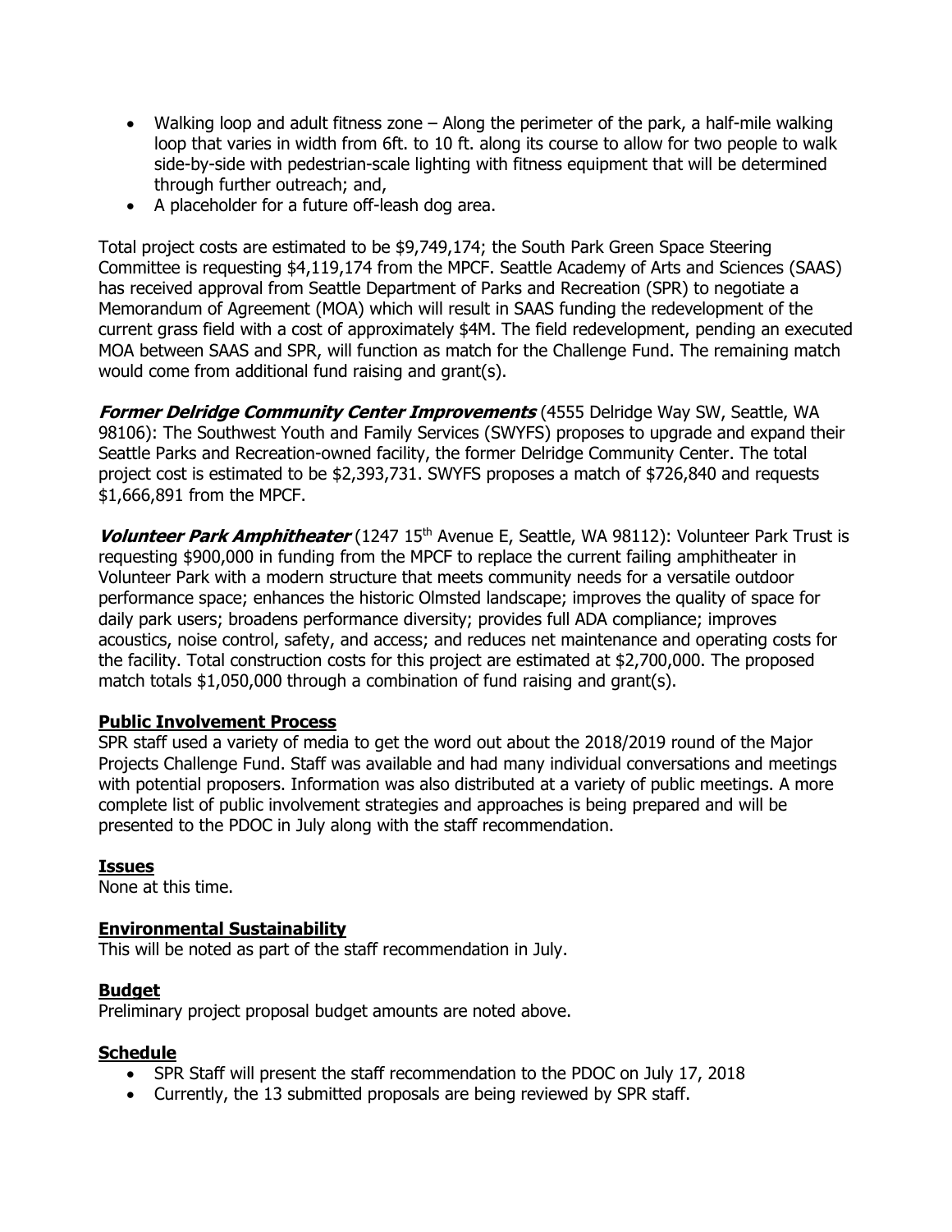- Walking loop and adult fitness zone – Along the perimeter of the park, a half-mile walking loop that varies in width from 6ft. to 10 ft. along its course to allow for two people to walk side-by-side with pedestrian-scale lighting with fitness equipment that will be determined through further outreach; and,
- A placeholder for a future off-leash dog area.

Total project costs are estimated to be $9,749,174; the South Park Green Space Steering Committee is requesting $4,119,174 from the MPCF. Seattle Academy of Arts and Sciences (SAAS) has received approval from Seattle Department of Parks and Recreation (SPR) to negotiate a Memorandum of Agreement (MOA) which will result in SAAS funding the redevelopment of the current grass field with a cost of approximately $4M. The field redevelopment, pending an executed MOA between SAAS and SPR, will function as match for the Challenge Fund. The remaining match would come from additional fund raising and grant(s).

***Former Delridge Community Center Improvements*** (4555 Delridge Way SW, Seattle, WA 98106): The Southwest Youth and Family Services (SWYFS) proposes to upgrade and expand their Seattle Parks and Recreation-owned facility, the former Delridge Community Center. The total project cost is estimated to be $2,393,731. SWYFS proposes a match of $726,840 and requests $1,666,891 from the MPCF.

***Volunteer Park Amphitheater*** (1247 15th Avenue E, Seattle, WA 98112): Volunteer Park Trust is requesting $900,000 in funding from the MPCF to replace the current failing amphitheater in Volunteer Park with a modern structure that meets community needs for a versatile outdoor performance space; enhances the historic Olmsted landscape; improves the quality of space for daily park users; broadens performance diversity; provides full ADA compliance; improves acoustics, noise control, safety, and access; and reduces net maintenance and operating costs for the facility. Total construction costs for this project are estimated at $2,700,000. The proposed match totals $1,050,000 through a combination of fund raising and grant(s).

## Public Involvement Process

SPR staff used a variety of media to get the word out about the 2018/2019 round of the Major Projects Challenge Fund. Staff was available and had many individual conversations and meetings with potential proposers. Information was also distributed at a variety of public meetings. A more complete list of public involvement strategies and approaches is being prepared and will be presented to the PDOC in July along with the staff recommendation.

## Issues

None at this time.

## Environmental Sustainability

This will be noted as part of the staff recommendation in July.

## Budget

Preliminary project proposal budget amounts are noted above.

## Schedule

- SPR Staff will present the staff recommendation to the PDOC on July 17, 2018
- Currently, the 13 submitted proposals are being reviewed by SPR staff.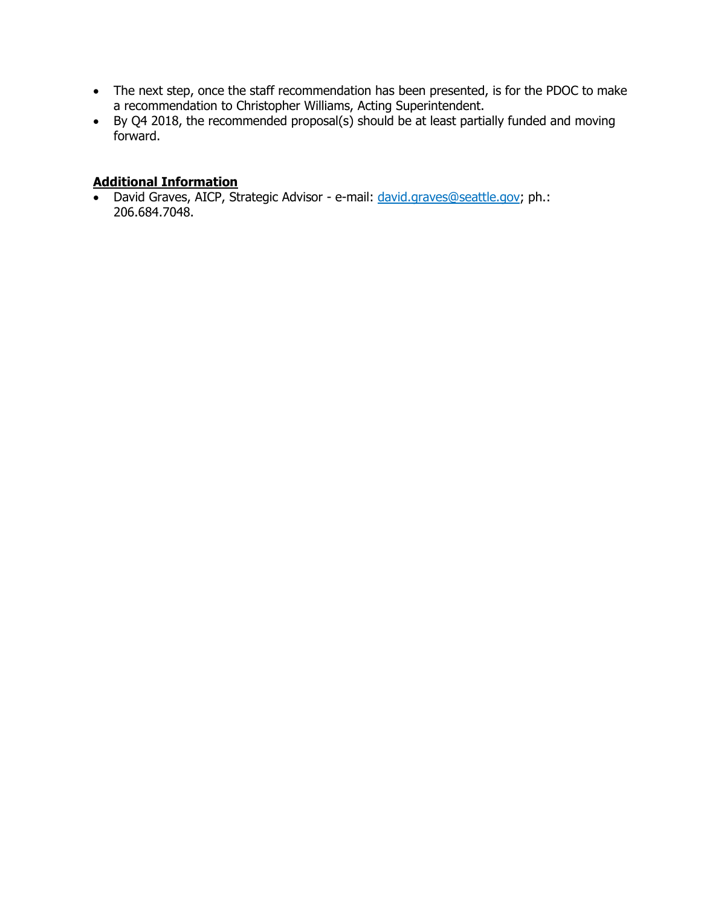- The next step, once the staff recommendation has been presented, is for the PDOC to make a recommendation to Christopher Williams, Acting Superintendent.
- By Q4 2018, the recommended proposal(s) should be at least partially funded and moving forward.

**Additional Information**

- David Graves, AICP, Strategic Advisor - e-mail: david.graves@seattle.gov; ph.: 206.684.7048.